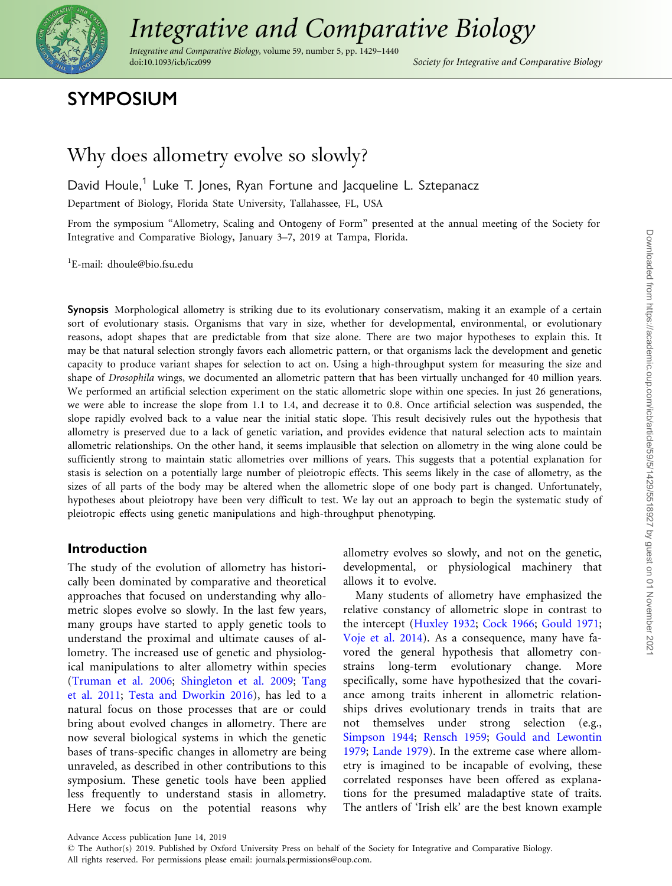# SYMPOSIUM

# Why does allometry evolve so slowly?

David Houle,[1] Luke T. Jones, Ryan Fortune and Jacqueline L. Sztepanacz

Department of Biology, Florida State University, Tallahassee, FL, USA

From the symposium "Allometry, Scaling and Ontogeny of Form" presented at the annual meeting of the Society for Integrative and Comparative Biology, January 3–7, 2019 at Tampa, Florida.

[1]E-mail: dhoule@bio.fsu.edu

**Synopsis** Morphological allometry is striking due to its evolutionary conservatism, making it an example of a certain sort of evolutionary stasis. Organisms that vary in size, whether for developmental, environmental, or evolutionary reasons, adopt shapes that are predictable from that size alone. There are two major hypotheses to explain this. It may be that natural selection strongly favors each allometric pattern, or that organisms lack the development and genetic capacity to produce variant shapes for selection to act on. Using a high-throughput system for measuring the size and shape of *Drosophila* wings, we documented an allometric pattern that has been virtually unchanged for 40 million years. We performed an artificial selection experiment on the static allometric slope within one species. In just 26 generations, we were able to increase the slope from 1.1 to 1.4, and decrease it to 0.8. Once artificial selection was suspended, the slope rapidly evolved back to a value near the initial static slope. This result decisively rules out the hypothesis that allometry is preserved due to a lack of genetic variation, and provides evidence that natural selection acts to maintain allometric relationships. On the other hand, it seems implausible that selection on allometry in the wing alone could be sufficiently strong to maintain static allometries over millions of years. This suggests that a potential explanation for stasis is selection on a potentially large number of pleiotropic effects. This seems likely in the case of allometry, as the sizes of all parts of the body may be altered when the allometric slope of one body part is changed. Unfortunately, hypotheses about pleiotropy have been very difficult to test. We lay out an approach to begin the systematic study of pleiotropic effects using genetic manipulations and high-throughput phenotyping.

## Introduction

The study of the evolution of allometry has historically been dominated by comparative and theoretical approaches that focused on understanding why allometric slopes evolve so slowly. In the last few years, many groups have started to apply genetic tools to understand the proximal and ultimate causes of allometry. The increased use of genetic and physiological manipulations to alter allometry within species (Truman et al. 2006; Shingleton et al. 2009; Tang et al. 2011; Testa and Dworkin 2016), has led to a natural focus on those processes that are or could bring about evolved changes in allometry. There are now several biological systems in which the genetic bases of trans-specific changes in allometry are being unraveled, as described in other contributions to this symposium. These genetic tools have been applied less frequently to understand stasis in allometry. Here we focus on the potential reasons why allometry evolves so slowly, and not on the genetic, developmental, or physiological machinery that allows it to evolve.

Many students of allometry have emphasized the relative constancy of allometric slope in contrast to the intercept (Huxley 1932; Cock 1966; Gould 1971; Voje et al. 2014). As a consequence, many have favored the general hypothesis that allometry constrains long-term evolutionary change. More specifically, some have hypothesized that the covariance among traits inherent in allometric relationships drives evolutionary trends in traits that are not themselves under strong selection (e.g., Simpson 1944; Rensch 1959; Gould and Lewontin 1979; Lande 1979). In the extreme case where allometry is imagined to be incapable of evolving, these correlated responses have been offered as explanations for the presumed maladaptive state of traits. The antlers of 'Irish elk' are the best known example

Advance Access publication June 14, 2019

© The Author(s) 2019. Published by Oxford University Press on behalf of the Society for Integrative and Comparative Biology. All rights reserved. For permissions please email: journals.permissions@oup.com.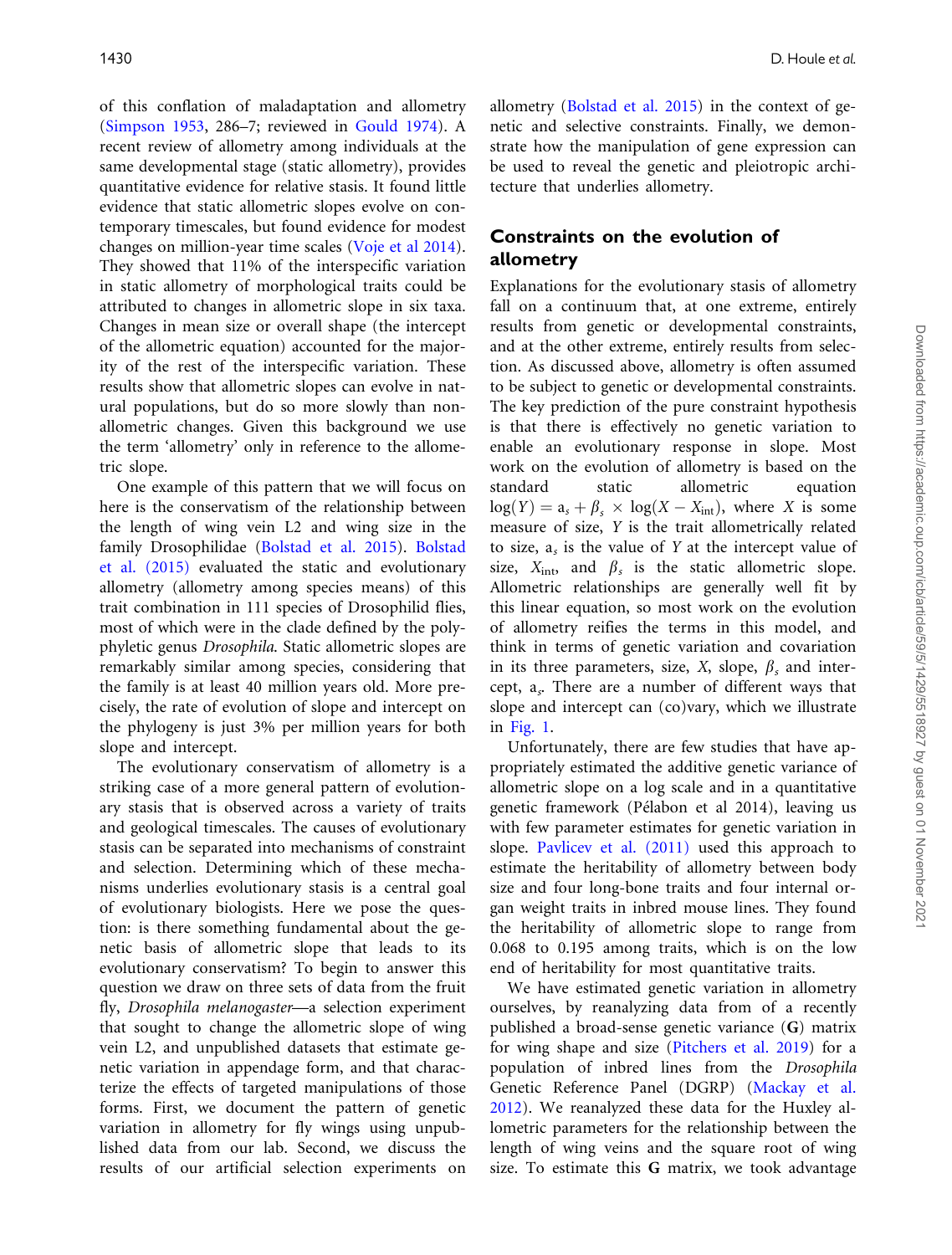of this conflation of maladaptation and allometry (Simpson 1953, 286–7; reviewed in Gould 1974). A recent review of allometry among individuals at the same developmental stage (static allometry), provides quantitative evidence for relative stasis. It found little evidence that static allometric slopes evolve on contemporary timescales, but found evidence for modest changes on million-year time scales (Voje et al 2014). They showed that 11% of the interspecific variation in static allometry of morphological traits could be attributed to changes in allometric slope in six taxa. Changes in mean size or overall shape (the intercept of the allometric equation) accounted for the majority of the rest of the interspecific variation. These results show that allometric slopes can evolve in natural populations, but do so more slowly than non-allometric changes. Given this background we use the term 'allometry' only in reference to the allometric slope.

One example of this pattern that we will focus on here is the conservatism of the relationship between the length of wing vein L2 and wing size in the family Drosophilidae (Bolstad et al. 2015). Bolstad et al. (2015) evaluated the static and evolutionary allometry (allometry among species means) of this trait combination in 111 species of Drosophilid flies, most of which were in the clade defined by the polyphyletic genus *Drosophila*. Static allometric slopes are remarkably similar among species, considering that the family is at least 40 million years old. More precisely, the rate of evolution of slope and intercept on the phylogeny is just 3% per million years for both slope and intercept.

The evolutionary conservatism of allometry is a striking case of a more general pattern of evolutionary stasis that is observed across a variety of traits and geological timescales. The causes of evolutionary stasis can be separated into mechanisms of constraint and selection. Determining which of these mechanisms underlies evolutionary stasis is a central goal of evolutionary biologists. Here we pose the question: is there something fundamental about the genetic basis of allometric slope that leads to its evolutionary conservatism? To begin to answer this question we draw on three sets of data from the fruit fly, *Drosophila melanogaster*—a selection experiment that sought to change the allometric slope of wing vein L2, and unpublished datasets that estimate genetic variation in appendage form, and that characterize the effects of targeted manipulations of those forms. First, we document the pattern of genetic variation in allometry for fly wings using unpublished data from our lab. Second, we discuss the results of our artificial selection experiments on allometry (Bolstad et al. 2015) in the context of genetic and selective constraints. Finally, we demonstrate how the manipulation of gene expression can be used to reveal the genetic and pleiotropic architecture that underlies allometry.

## Constraints on the evolution of allometry

Explanations for the evolutionary stasis of allometry fall on a continuum that, at one extreme, entirely results from genetic or developmental constraints, and at the other extreme, entirely results from selection. As discussed above, allometry is often assumed to be subject to genetic or developmental constraints. The key prediction of the pure constraint hypothesis is that there is effectively no genetic variation to enable an evolutionary response in slope. Most work on the evolution of allometry is based on the standard static allometric equation $\log(Y) = a_s + \beta_s \times \log(X - X_{\text{int}})$, where $X$ is some measure of size, $Y$ is the trait allometrically related to size, $a_s$ is the value of $Y$ at the intercept value of size, $X_{\text{int}}$, and $\beta_s$ is the static allometric slope. Allometric relationships are generally well fit by this linear equation, so most work on the evolution of allometry reifies the terms in this model, and think in terms of genetic variation and covariation in its three parameters, size, $X$, slope, $\beta_s$ and intercept, $a_s$. There are a number of different ways that slope and intercept can (co)vary, which we illustrate in Fig. 1.

Unfortunately, there are few studies that have appropriately estimated the additive genetic variance of allometric slope on a log scale and in a quantitative genetic framework (Pélabon et al 2014), leaving us with few parameter estimates for genetic variation in slope. Pavlicev et al. (2011) used this approach to estimate the heritability of allometry between body size and four long-bone traits and four internal organ weight traits in inbred mouse lines. They found the heritability of allometric slope to range from 0.068 to 0.195 among traits, which is on the low end of heritability for most quantitative traits.

We have estimated genetic variation in allometry ourselves, by reanalyzing data from of a recently published a broad-sense genetic variance (**G**) matrix for wing shape and size (Pitchers et al. 2019) for a population of inbred lines from the *Drosophila* Genetic Reference Panel (DGRP) (Mackay et al. 2012). We reanalyzed these data for the Huxley allometric parameters for the relationship between the length of wing veins and the square root of wing size. To estimate this **G** matrix, we took advantage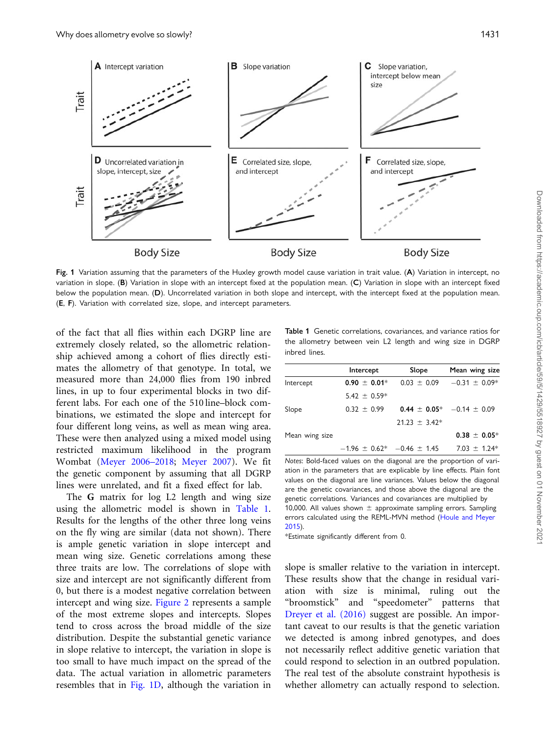Fig. 1 Variation assuming that the parameters of the Huxley growth model cause variation in trait value. (**A**) Variation in intercept, no variation in slope. (**B**) Variation in slope with an intercept fixed at the population mean. (**C**) Variation in slope with an intercept fixed below the population mean. (**D**). Uncorrelated variation in both slope and intercept, with the intercept fixed at the population mean. (**E**, **F**). Variation with correlated size, slope, and intercept parameters.

of the fact that all flies within each DGRP line are extremely closely related, so the allometric relationship achieved among a cohort of flies directly estimates the allometry of that genotype. In total, we measured more than 24,000 flies from 190 inbred lines, in up to four experimental blocks in two different labs. For each one of the 510 line–block combinations, we estimated the slope and intercept for four different long veins, as well as mean wing area. These were then analyzed using a mixed model using restricted maximum likelihood in the program Wombat (Meyer 2006–2018; Meyer 2007). We fit the genetic component by assuming that all DGRP lines were unrelated, and fit a fixed effect for lab.

The **G** matrix for log L2 length and wing size using the allometric model is shown in Table 1. Results for the lengths of the other three long veins on the fly wing are similar (data not shown). There is ample genetic variation in slope intercept and mean wing size. Genetic correlations among these three traits are low. The correlations of slope with size and intercept are not significantly different from 0, but there is a modest negative correlation between intercept and wing size. Figure 2 represents a sample of the most extreme slopes and intercepts. Slopes tend to cross across the broad middle of the size distribution. Despite the substantial genetic variance in slope relative to intercept, the variation in slope is too small to have much impact on the spread of the data. The actual variation in allometric parameters resembles that in Fig. 1D, although the variation in slope is smaller relative to the variation in intercept. These results show that the change in residual variation with size is minimal, ruling out the "broomstick" and "speedometer" patterns that Dreyer et al. (2016) suggest are possible. An important caveat to our results is that the genetic variation we detected is among inbred genotypes, and does not necessarily reflect additive genetic variation that could respond to selection in an outbred population. The real test of the absolute constraint hypothesis is whether allometry can actually respond to selection.

Table 1 Genetic correlations, covariances, and variance ratios for the allometry between vein L2 length and wing size in DGRP inbred lines.

| | Intercept | Slope | Mean wing size |
|---|---|---|---|
| Intercept | **0.90 ± 0.01*** | 0.03 ± 0.09 | −0.31 ± 0.09* |
| | 5.42 ± 0.59* | | |
| Slope | 0.32 ± 0.99 | **0.44 ± 0.05*** | −0.14 ± 0.09 |
| | | 21.23 ± 3.42* | |
| Mean wing size | | | **0.38 ± 0.05*** |
| | −1.96 ± 0.62* | −0.46 ± 1.45 | 7.03 ± 1.24* |

*Notes*: Bold-faced values on the diagonal are the proportion of variation in the parameters that are explicable by line effects. Plain font values on the diagonal are line variances. Values below the diagonal are the genetic covariances, and those above the diagonal are the genetic correlations. Variances and covariances are multiplied by 10,000. All values shown ± approximate sampling errors. Sampling errors calculated using the REML-MVN method (Houle and Meyer 2015).

*Estimate significantly different from 0.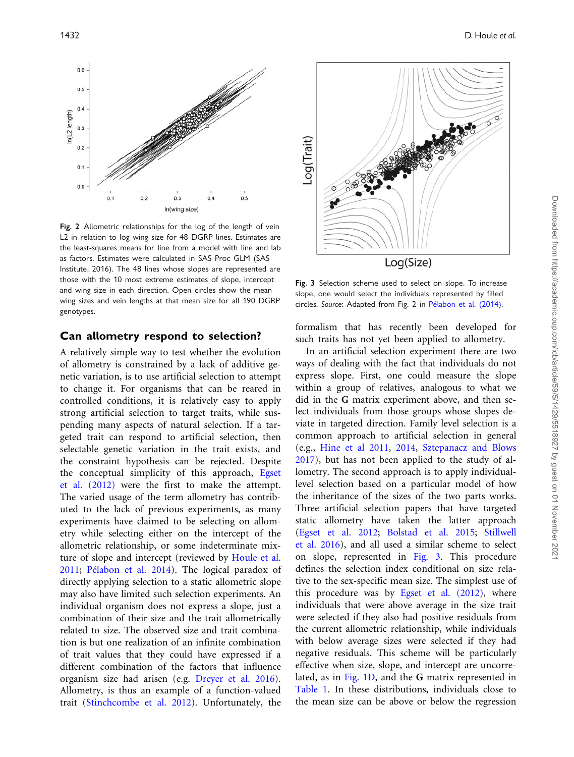Fig. 2 Allometric relationships for the log of the length of vein L2 in relation to log wing size for 48 DGRP lines. Estimates are the least-squares means for line from a model with line and lab as factors. Estimates were calculated in SAS Proc GLM (SAS Institute, 2016). The 48 lines whose slopes are represented are those with the 10 most extreme estimates of slope, intercept and wing size in each direction. Open circles show the mean wing sizes and vein lengths at that mean size for all 190 DGRP genotypes.

Fig. 3 Selection scheme used to select on slope. To increase slope, one would select the individuals represented by filled circles. *Source*: Adapted from Fig. 2 in Pélabon et al. (2014).

## Can allometry respond to selection?

A relatively simple way to test whether the evolution of allometry is constrained by a lack of additive genetic variation, is to use artificial selection to attempt to change it. For organisms that can be reared in controlled conditions, it is relatively easy to apply strong artificial selection to target traits, while suspending many aspects of natural selection. If a targeted trait can respond to artificial selection, then selectable genetic variation in the trait exists, and the constraint hypothesis can be rejected. Despite the conceptual simplicity of this approach, Egset et al. (2012) were the first to make the attempt. The varied usage of the term allometry has contributed to the lack of previous experiments, as many experiments have claimed to be selecting on allometry while selecting either on the intercept of the allometric relationship, or some indeterminate mixture of slope and intercept (reviewed by Houle et al. 2011; Pélabon et al. 2014). The logical paradox of directly applying selection to a static allometric slope may also have limited such selection experiments. An individual organism does not express a slope, just a combination of their size and the trait allometrically related to size. The observed size and trait combination is but one realization of an infinite combination of trait values that they could have expressed if a different combination of the factors that influence organism size had arisen (e.g. Dreyer et al. 2016). Allometry, is thus an example of a function-valued trait (Stinchcombe et al. 2012). Unfortunately, the formalism that has recently been developed for such traits has not yet been applied to allometry.

In an artificial selection experiment there are two ways of dealing with the fact that individuals do not express slope. First, one could measure the slope within a group of relatives, analogous to what we did in the **G** matrix experiment above, and then select individuals from those groups whose slopes deviate in targeted direction. Family level selection is a common approach to artificial selection in general (e.g., Hine et al 2011, 2014, Sztepanacz and Blows 2017), but has not been applied to the study of allometry. The second approach is to apply individual-level selection based on a particular model of how the inheritance of the sizes of the two parts works. Three artificial selection papers that have targeted static allometry have taken the latter approach (Egset et al. 2012; Bolstad et al. 2015; Stillwell et al. 2016), and all used a similar scheme to select on slope, represented in Fig. 3. This procedure defines the selection index conditional on size relative to the sex-specific mean size. The simplest use of this procedure was by Egset et al. (2012), where individuals that were above average in the size trait were selected if they also had positive residuals from the current allometric relationship, while individuals with below average sizes were selected if they had negative residuals. This scheme will be particularly effective when size, slope, and intercept are uncorrelated, as in Fig. 1D, and the **G** matrix represented in Table 1. In these distributions, individuals close to the mean size can be above or below the regression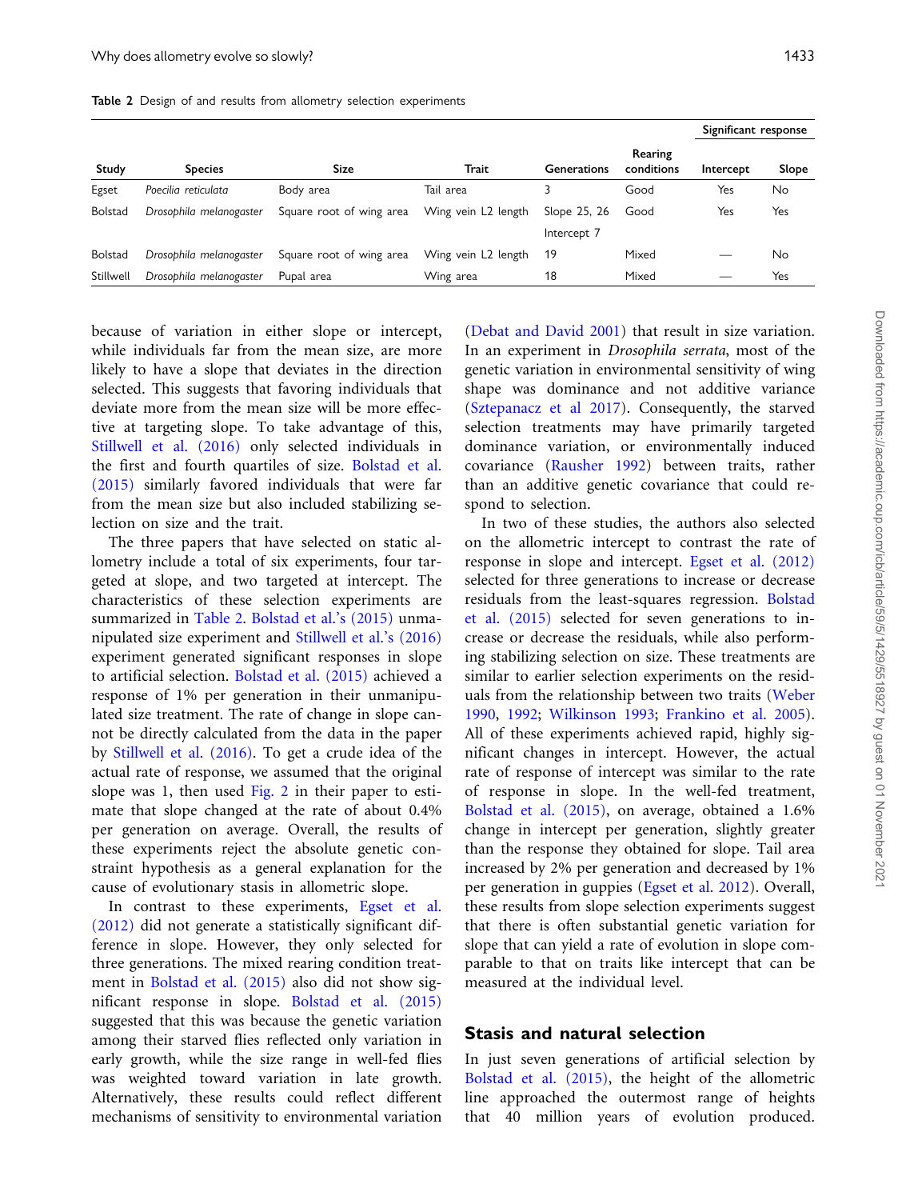Table 2 Design of and results from allometry selection experiments

| Study | Species | Size | Trait | Generations | Rearing conditions | Significant response | |
|---|---|---|---|---|---|---|---|
| | | | | | | Intercept | Slope |
| Egset | *Poecilia reticulata* | Body area | Tail area | 3 | Good | Yes | No |
| Bolstad | *Drosophila melanogaster* | Square root of wing area | Wing vein L2 length | Slope 25, 26<br>Intercept 7 | Good | Yes | Yes |
| Bolstad | *Drosophila melanogaster* | Square root of wing area | Wing vein L2 length | 19 | Mixed | — | No |
| Stillwell | *Drosophila melanogaster* | Pupal area | Wing area | 18 | Mixed | — | Yes |

because of variation in either slope or intercept, while individuals far from the mean size, are more likely to have a slope that deviates in the direction selected. This suggests that favoring individuals that deviate more from the mean size will be more effective at targeting slope. To take advantage of this, Stillwell et al. (2016) only selected individuals in the first and fourth quartiles of size. Bolstad et al. (2015) similarly favored individuals that were far from the mean size but also included stabilizing selection on size and the trait.

The three papers that have selected on static allometry include a total of six experiments, four targeted at slope, and two targeted at intercept. The characteristics of these selection experiments are summarized in Table 2. Bolstad et al.'s (2015) unmanipulated size experiment and Stillwell et al.'s (2016) experiment generated significant responses in slope to artificial selection. Bolstad et al. (2015) achieved a response of 1% per generation in their unmanipulated size treatment. The rate of change in slope cannot be directly calculated from the data in the paper by Stillwell et al. (2016). To get a crude idea of the actual rate of response, we assumed that the original slope was 1, then used Fig. 2 in their paper to estimate that slope changed at the rate of about 0.4% per generation on average. Overall, the results of these experiments reject the absolute genetic constraint hypothesis as a general explanation for the cause of evolutionary stasis in allometric slope.

In contrast to these experiments, Egset et al. (2012) did not generate a statistically significant difference in slope. However, they only selected for three generations. The mixed rearing condition treatment in Bolstad et al. (2015) also did not show significant response in slope. Bolstad et al. (2015) suggested that this was because the genetic variation among their starved flies reflected only variation in early growth, while the size range in well-fed flies was weighted toward variation in late growth. Alternatively, these results could reflect different mechanisms of sensitivity to environmental variation (Debat and David 2001) that result in size variation. In an experiment in *Drosophila serrata*, most of the genetic variation in environmental sensitivity of wing shape was dominance and not additive variance (Sztepanacz et al 2017). Consequently, the starved selection treatments may have primarily targeted dominance variation, or environmentally induced covariance (Rausher 1992) between traits, rather than an additive genetic covariance that could respond to selection.

In two of these studies, the authors also selected on the allometric intercept to contrast the rate of response in slope and intercept. Egset et al. (2012) selected for three generations to increase or decrease residuals from the least-squares regression. Bolstad et al. (2015) selected for seven generations to increase or decrease the residuals, while also performing stabilizing selection on size. These treatments are similar to earlier selection experiments on the residuals from the relationship between two traits (Weber 1990, 1992; Wilkinson 1993; Frankino et al. 2005). All of these experiments achieved rapid, highly significant changes in intercept. However, the actual rate of response of intercept was similar to the rate of response in slope. In the well-fed treatment, Bolstad et al. (2015), on average, obtained a 1.6% change in intercept per generation, slightly greater than the response they obtained for slope. Tail area increased by 2% per generation and decreased by 1% per generation in guppies (Egset et al. 2012). Overall, these results from slope selection experiments suggest that there is often substantial genetic variation for slope that can yield a rate of evolution in slope comparable to that on traits like intercept that can be measured at the individual level.

## Stasis and natural selection

In just seven generations of artificial selection by Bolstad et al. (2015), the height of the allometric line approached the outermost range of heights that 40 million years of evolution produced.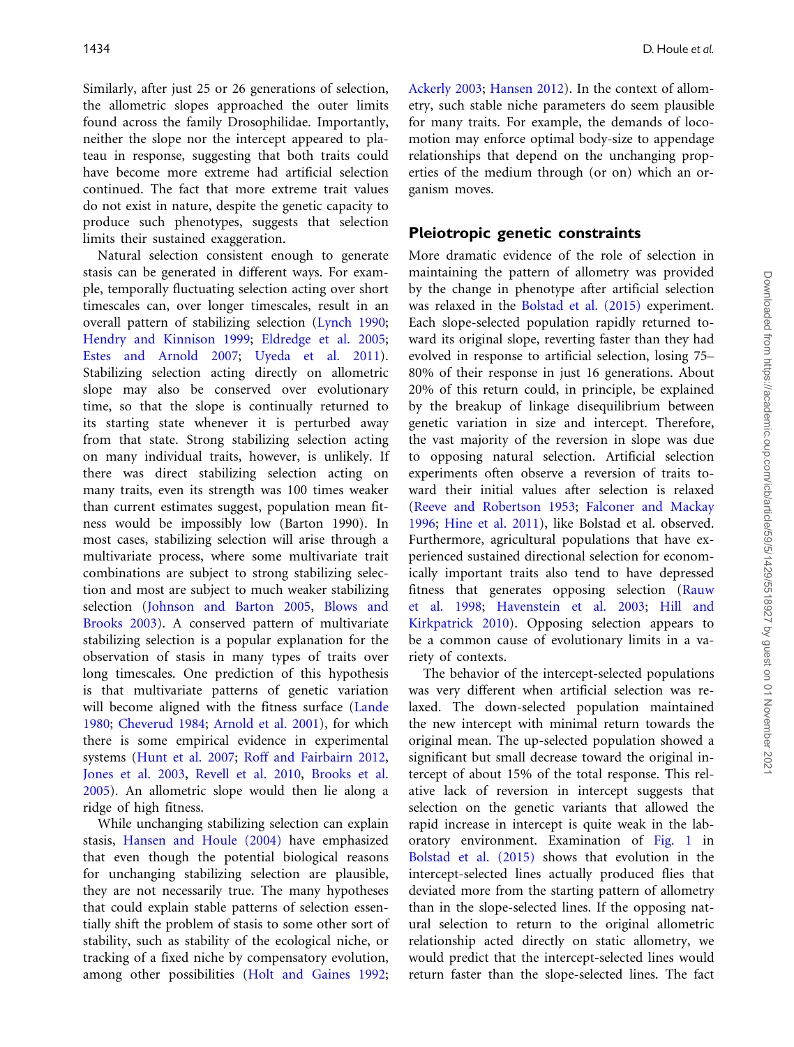Similarly, after just 25 or 26 generations of selection, the allometric slopes approached the outer limits found across the family Drosophilidae. Importantly, neither the slope nor the intercept appeared to plateau in response, suggesting that both traits could have become more extreme had artificial selection continued. The fact that more extreme trait values do not exist in nature, despite the genetic capacity to produce such phenotypes, suggests that selection limits their sustained exaggeration.

Natural selection consistent enough to generate stasis can be generated in different ways. For example, temporally fluctuating selection acting over short timescales can, over longer timescales, result in an overall pattern of stabilizing selection (Lynch 1990; Hendry and Kinnison 1999; Eldredge et al. 2005; Estes and Arnold 2007; Uyeda et al. 2011). Stabilizing selection acting directly on allometric slope may also be conserved over evolutionary time, so that the slope is continually returned to its starting state whenever it is perturbed away from that state. Strong stabilizing selection acting on many individual traits, however, is unlikely. If there was direct stabilizing selection acting on many traits, even its strength was 100 times weaker than current estimates suggest, population mean fitness would be impossibly low (Barton 1990). In most cases, stabilizing selection will arise through a multivariate process, where some multivariate trait combinations are subject to strong stabilizing selection and most are subject to much weaker stabilizing selection (Johnson and Barton 2005, Blows and Brooks 2003). A conserved pattern of multivariate stabilizing selection is a popular explanation for the observation of stasis in many types of traits over long timescales. One prediction of this hypothesis is that multivariate patterns of genetic variation will become aligned with the fitness surface (Lande 1980; Cheverud 1984; Arnold et al. 2001), for which there is some empirical evidence in experimental systems (Hunt et al. 2007; Roff and Fairbairn 2012, Jones et al. 2003, Revell et al. 2010, Brooks et al. 2005). An allometric slope would then lie along a ridge of high fitness.

While unchanging stabilizing selection can explain stasis, Hansen and Houle (2004) have emphasized that even though the potential biological reasons for unchanging stabilizing selection are plausible, they are not necessarily true. The many hypotheses that could explain stable patterns of selection essentially shift the problem of stasis to some other sort of stability, such as stability of the ecological niche, or tracking of a fixed niche by compensatory evolution, among other possibilities (Holt and Gaines 1992; Ackerly 2003; Hansen 2012). In the context of allometry, such stable niche parameters do seem plausible for many traits. For example, the demands of locomotion may enforce optimal body-size to appendage relationships that depend on the unchanging properties of the medium through (or on) which an organism moves.

## Pleiotropic genetic constraints

More dramatic evidence of the role of selection in maintaining the pattern of allometry was provided by the change in phenotype after artificial selection was relaxed in the Bolstad et al. (2015) experiment. Each slope-selected population rapidly returned toward its original slope, reverting faster than they had evolved in response to artificial selection, losing 75–80% of their response in just 16 generations. About 20% of this return could, in principle, be explained by the breakup of linkage disequilibrium between genetic variation in size and intercept. Therefore, the vast majority of the reversion in slope was due to opposing natural selection. Artificial selection experiments often observe a reversion of traits toward their initial values after selection is relaxed (Reeve and Robertson 1953; Falconer and Mackay 1996; Hine et al. 2011), like Bolstad et al. observed. Furthermore, agricultural populations that have experienced sustained directional selection for economically important traits also tend to have depressed fitness that generates opposing selection (Rauw et al. 1998; Havenstein et al. 2003; Hill and Kirkpatrick 2010). Opposing selection appears to be a common cause of evolutionary limits in a variety of contexts.

The behavior of the intercept-selected populations was very different when artificial selection was relaxed. The down-selected population maintained the new intercept with minimal return towards the original mean. The up-selected population showed a significant but small decrease toward the original intercept of about 15% of the total response. This relative lack of reversion in intercept suggests that selection on the genetic variants that allowed the rapid increase in intercept is quite weak in the laboratory environment. Examination of Fig. 1 in Bolstad et al. (2015) shows that evolution in the intercept-selected lines actually produced flies that deviated more from the starting pattern of allometry than in the slope-selected lines. If the opposing natural selection to return to the original allometric relationship acted directly on static allometry, we would predict that the intercept-selected lines would return faster than the slope-selected lines. The fact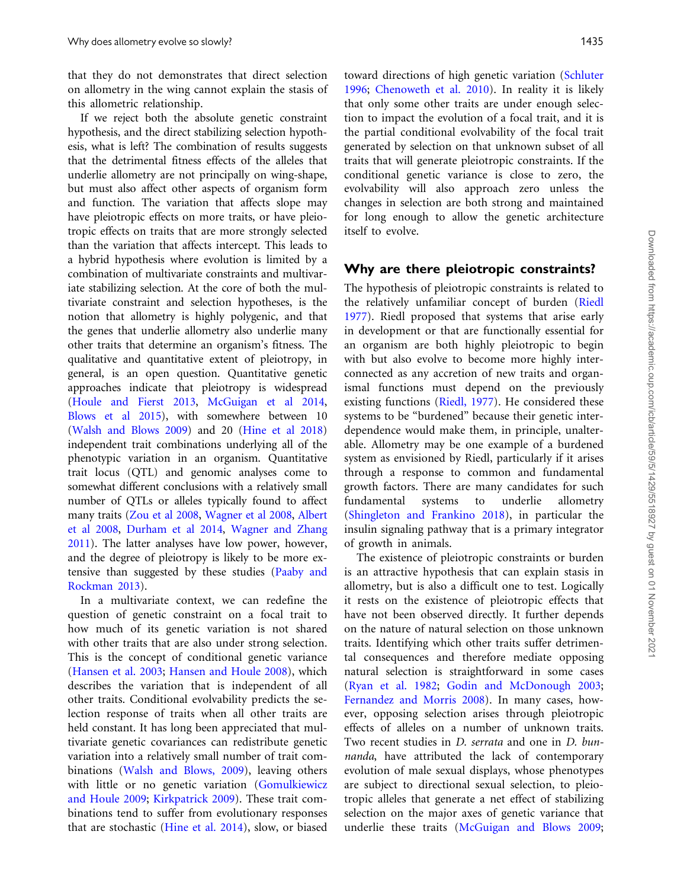that they do not demonstrates that direct selection on allometry in the wing cannot explain the stasis of this allometric relationship.

If we reject both the absolute genetic constraint hypothesis, and the direct stabilizing selection hypothesis, what is left? The combination of results suggests that the detrimental fitness effects of the alleles that underlie allometry are not principally on wing-shape, but must also affect other aspects of organism form and function. The variation that affects slope may have pleiotropic effects on more traits, or have pleiotropic effects on traits that are more strongly selected than the variation that affects intercept. This leads to a hybrid hypothesis where evolution is limited by a combination of multivariate constraints and multivariate stabilizing selection. At the core of both the multivariate constraint and selection hypotheses, is the notion that allometry is highly polygenic, and that the genes that underlie allometry also underlie many other traits that determine an organism's fitness. The qualitative and quantitative extent of pleiotropy, in general, is an open question. Quantitative genetic approaches indicate that pleiotropy is widespread (Houle and Fierst 2013, McGuigan et al 2014, Blows et al 2015), with somewhere between 10 (Walsh and Blows 2009) and 20 (Hine et al 2018) independent trait combinations underlying all of the phenotypic variation in an organism. Quantitative trait locus (QTL) and genomic analyses come to somewhat different conclusions with a relatively small number of QTLs or alleles typically found to affect many traits (Zou et al 2008, Wagner et al 2008, Albert et al 2008, Durham et al 2014, Wagner and Zhang 2011). The latter analyses have low power, however, and the degree of pleiotropy is likely to be more extensive than suggested by these studies (Paaby and Rockman 2013).

In a multivariate context, we can redefine the question of genetic constraint on a focal trait to how much of its genetic variation is not shared with other traits that are also under strong selection. This is the concept of conditional genetic variance (Hansen et al. 2003; Hansen and Houle 2008), which describes the variation that is independent of all other traits. Conditional evolvability predicts the selection response of traits when all other traits are held constant. It has long been appreciated that multivariate genetic covariances can redistribute genetic variation into a relatively small number of trait combinations (Walsh and Blows, 2009), leaving others with little or no genetic variation (Gomulkiewicz and Houle 2009; Kirkpatrick 2009). These trait combinations tend to suffer from evolutionary responses that are stochastic (Hine et al. 2014), slow, or biased toward directions of high genetic variation (Schluter 1996; Chenoweth et al. 2010). In reality it is likely that only some other traits are under enough selection to impact the evolution of a focal trait, and it is the partial conditional evolvability of the focal trait generated by selection on that unknown subset of all traits that will generate pleiotropic constraints. If the conditional genetic variance is close to zero, the evolvability will also approach zero unless the changes in selection are both strong and maintained for long enough to allow the genetic architecture itself to evolve.

## Why are there pleiotropic constraints?

The hypothesis of pleiotropic constraints is related to the relatively unfamiliar concept of burden (Riedl 1977). Riedl proposed that systems that arise early in development or that are functionally essential for an organism are both highly pleiotropic to begin with but also evolve to become more highly interconnected as any accretion of new traits and organismal functions must depend on the previously existing functions (Riedl, 1977). He considered these systems to be "burdened" because their genetic interdependence would make them, in principle, unalterable. Allometry may be one example of a burdened system as envisioned by Riedl, particularly if it arises through a response to common and fundamental growth factors. There are many candidates for such fundamental systems to underlie allometry (Shingleton and Frankino 2018), in particular the insulin signaling pathway that is a primary integrator of growth in animals.

The existence of pleiotropic constraints or burden is an attractive hypothesis that can explain stasis in allometry, but is also a difficult one to test. Logically it rests on the existence of pleiotropic effects that have not been observed directly. It further depends on the nature of natural selection on those unknown traits. Identifying which other traits suffer detrimental consequences and therefore mediate opposing natural selection is straightforward in some cases (Ryan et al. 1982; Godin and McDonough 2003; Fernandez and Morris 2008). In many cases, however, opposing selection arises through pleiotropic effects of alleles on a number of unknown traits. Two recent studies in *D. serrata* and one in *D. bunnanda*, have attributed the lack of contemporary evolution of male sexual displays, whose phenotypes are subject to directional sexual selection, to pleiotropic alleles that generate a net effect of stabilizing selection on the major axes of genetic variance that underlie these traits (McGuigan and Blows 2009;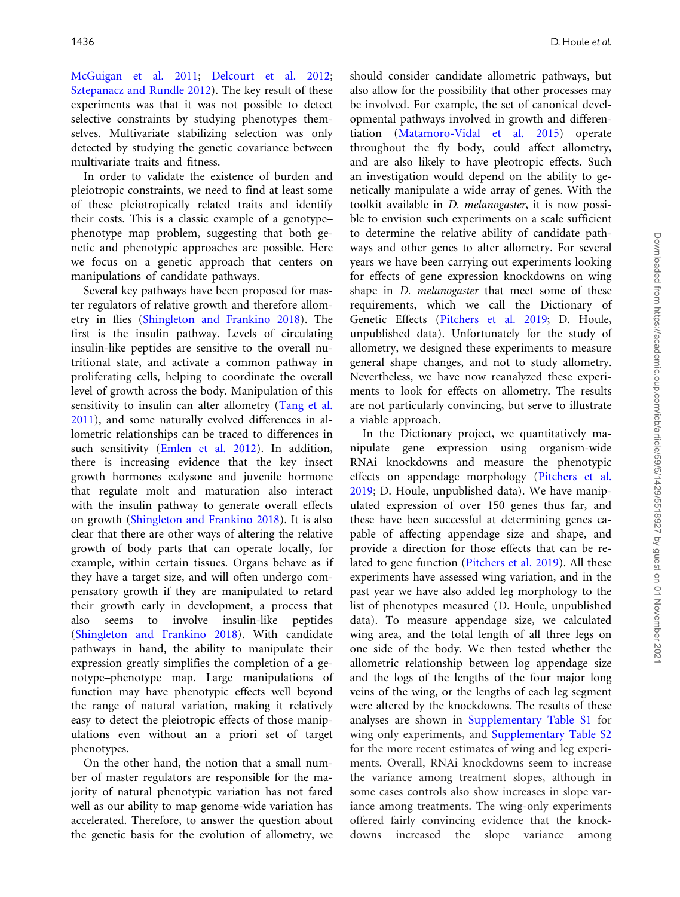McGuigan et al. 2011; Delcourt et al. 2012; Sztepanacz and Rundle 2012). The key result of these experiments was that it was not possible to detect selective constraints by studying phenotypes themselves. Multivariate stabilizing selection was only detected by studying the genetic covariance between multivariate traits and fitness.

In order to validate the existence of burden and pleiotropic constraints, we need to find at least some of these pleiotropically related traits and identify their costs. This is a classic example of a genotype–phenotype map problem, suggesting that both genetic and phenotypic approaches are possible. Here we focus on a genetic approach that centers on manipulations of candidate pathways.

Several key pathways have been proposed for master regulators of relative growth and therefore allometry in flies (Shingleton and Frankino 2018). The first is the insulin pathway. Levels of circulating insulin-like peptides are sensitive to the overall nutritional state, and activate a common pathway in proliferating cells, helping to coordinate the overall level of growth across the body. Manipulation of this sensitivity to insulin can alter allometry (Tang et al. 2011), and some naturally evolved differences in allometric relationships can be traced to differences in such sensitivity (Emlen et al. 2012). In addition, there is increasing evidence that the key insect growth hormones ecdysone and juvenile hormone that regulate molt and maturation also interact with the insulin pathway to generate overall effects on growth (Shingleton and Frankino 2018). It is also clear that there are other ways of altering the relative growth of body parts that can operate locally, for example, within certain tissues. Organs behave as if they have a target size, and will often undergo compensatory growth if they are manipulated to retard their growth early in development, a process that also seems to involve insulin-like peptides (Shingleton and Frankino 2018). With candidate pathways in hand, the ability to manipulate their expression greatly simplifies the completion of a genotype–phenotype map. Large manipulations of function may have phenotypic effects well beyond the range of natural variation, making it relatively easy to detect the pleiotropic effects of those manipulations even without an a priori set of target phenotypes.

On the other hand, the notion that a small number of master regulators are responsible for the majority of natural phenotypic variation has not fared well as our ability to map genome-wide variation has accelerated. Therefore, to answer the question about the genetic basis for the evolution of allometry, we should consider candidate allometric pathways, but also allow for the possibility that other processes may be involved. For example, the set of canonical developmental pathways involved in growth and differentiation (Matamoro-Vidal et al. 2015) operate throughout the fly body, could affect allometry, and are also likely to have pleotropic effects. Such an investigation would depend on the ability to genetically manipulate a wide array of genes. With the toolkit available in *D. melanogaster*, it is now possible to envision such experiments on a scale sufficient to determine the relative ability of candidate pathways and other genes to alter allometry. For several years we have been carrying out experiments looking for effects of gene expression knockdowns on wing shape in *D. melanogaster* that meet some of these requirements, which we call the Dictionary of Genetic Effects (Pitchers et al. 2019; D. Houle, unpublished data). Unfortunately for the study of allometry, we designed these experiments to measure general shape changes, and not to study allometry. Nevertheless, we have now reanalyzed these experiments to look for effects on allometry. The results are not particularly convincing, but serve to illustrate a viable approach.

In the Dictionary project, we quantitatively manipulate gene expression using organism-wide RNAi knockdowns and measure the phenotypic effects on appendage morphology (Pitchers et al. 2019; D. Houle, unpublished data). We have manipulated expression of over 150 genes thus far, and these have been successful at determining genes capable of affecting appendage size and shape, and provide a direction for those effects that can be related to gene function (Pitchers et al. 2019). All these experiments have assessed wing variation, and in the past year we have also added leg morphology to the list of phenotypes measured (D. Houle, unpublished data). To measure appendage size, we calculated wing area, and the total length of all three legs on one side of the body. We then tested whether the allometric relationship between log appendage size and the logs of the lengths of the four major long veins of the wing, or the lengths of each leg segment were altered by the knockdowns. The results of these analyses are shown in Supplementary Table S1 for wing only experiments, and Supplementary Table S2 for the more recent estimates of wing and leg experiments. Overall, RNAi knockdowns seem to increase the variance among treatment slopes, although in some cases controls also show increases in slope variance among treatments. The wing-only experiments offered fairly convincing evidence that the knockdowns increased the slope variance among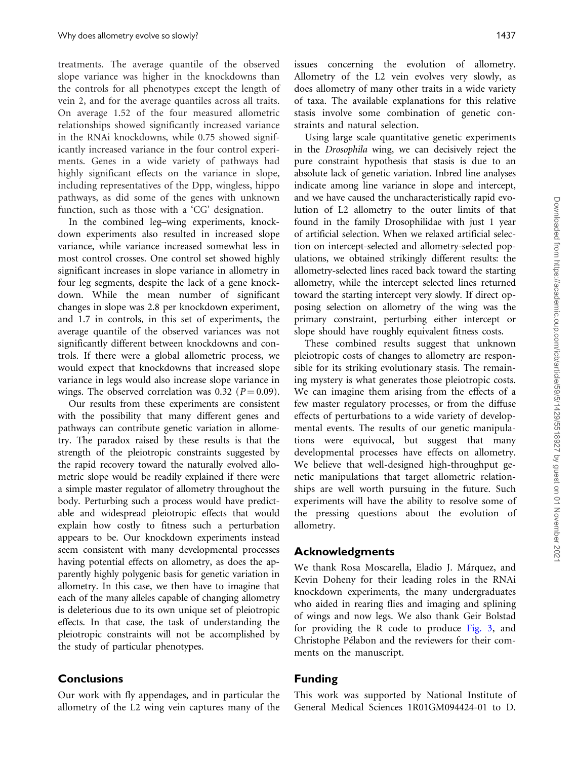treatments. The average quantile of the observed slope variance was higher in the knockdowns than the controls for all phenotypes except the length of vein 2, and for the average quantiles across all traits. On average 1.52 of the four measured allometric relationships showed significantly increased variance in the RNAi knockdowns, while 0.75 showed significantly increased variance in the four control experiments. Genes in a wide variety of pathways had highly significant effects on the variance in slope, including representatives of the Dpp, wingless, hippo pathways, as did some of the genes with unknown function, such as those with a 'CG' designation.

In the combined leg–wing experiments, knockdown experiments also resulted in increased slope variance, while variance increased somewhat less in most control crosses. One control set showed highly significant increases in slope variance in allometry in four leg segments, despite the lack of a gene knockdown. While the mean number of significant changes in slope was 2.8 per knockdown experiment, and 1.7 in controls, in this set of experiments, the average quantile of the observed variances was not significantly different between knockdowns and controls. If there were a global allometric process, we would expect that knockdowns that increased slope variance in legs would also increase slope variance in wings. The observed correlation was 0.32 ($P = 0.09$).

Our results from these experiments are consistent with the possibility that many different genes and pathways can contribute genetic variation in allometry. The paradox raised by these results is that the strength of the pleiotropic constraints suggested by the rapid recovery toward the naturally evolved allometric slope would be readily explained if there were a simple master regulator of allometry throughout the body. Perturbing such a process would have predictable and widespread pleiotropic effects that would explain how costly to fitness such a perturbation appears to be. Our knockdown experiments instead seem consistent with many developmental processes having potential effects on allometry, as does the apparently highly polygenic basis for genetic variation in allometry. In this case, we then have to imagine that each of the many alleles capable of changing allometry is deleterious due to its own unique set of pleiotropic effects. In that case, the task of understanding the pleiotropic constraints will not be accomplished by the study of particular phenotypes.

## Conclusions

Our work with fly appendages, and in particular the allometry of the L2 wing vein captures many of the issues concerning the evolution of allometry. Allometry of the L2 vein evolves very slowly, as does allometry of many other traits in a wide variety of taxa. The available explanations for this relative stasis involve some combination of genetic constraints and natural selection.

Using large scale quantitative genetic experiments in the *Drosophila* wing, we can decisively reject the pure constraint hypothesis that stasis is due to an absolute lack of genetic variation. Inbred line analyses indicate among line variance in slope and intercept, and we have caused the uncharacteristically rapid evolution of L2 allometry to the outer limits of that found in the family Drosophilidae with just 1 year of artificial selection. When we relaxed artificial selection on intercept-selected and allometry-selected populations, we obtained strikingly different results: the allometry-selected lines raced back toward the starting allometry, while the intercept selected lines returned toward the starting intercept very slowly. If direct opposing selection on allometry of the wing was the primary constraint, perturbing either intercept or slope should have roughly equivalent fitness costs.

These combined results suggest that unknown pleiotropic costs of changes to allometry are responsible for its striking evolutionary stasis. The remaining mystery is what generates those pleiotropic costs. We can imagine them arising from the effects of a few master regulatory processes, or from the diffuse effects of perturbations to a wide variety of developmental events. The results of our genetic manipulations were equivocal, but suggest that many developmental processes have effects on allometry. We believe that well-designed high-throughput genetic manipulations that target allometric relationships are well worth pursuing in the future. Such experiments will have the ability to resolve some of the pressing questions about the evolution of allometry.

## Acknowledgments

We thank Rosa Moscarella, Eladio J. Márquez, and Kevin Doheny for their leading roles in the RNAi knockdown experiments, the many undergraduates who aided in rearing flies and imaging and splining of wings and now legs. We also thank Geir Bolstad for providing the R code to produce Fig. 3, and Christophe Pélabon and the reviewers for their comments on the manuscript.

## Funding

This work was supported by National Institute of General Medical Sciences 1R01GM094424-01 to D.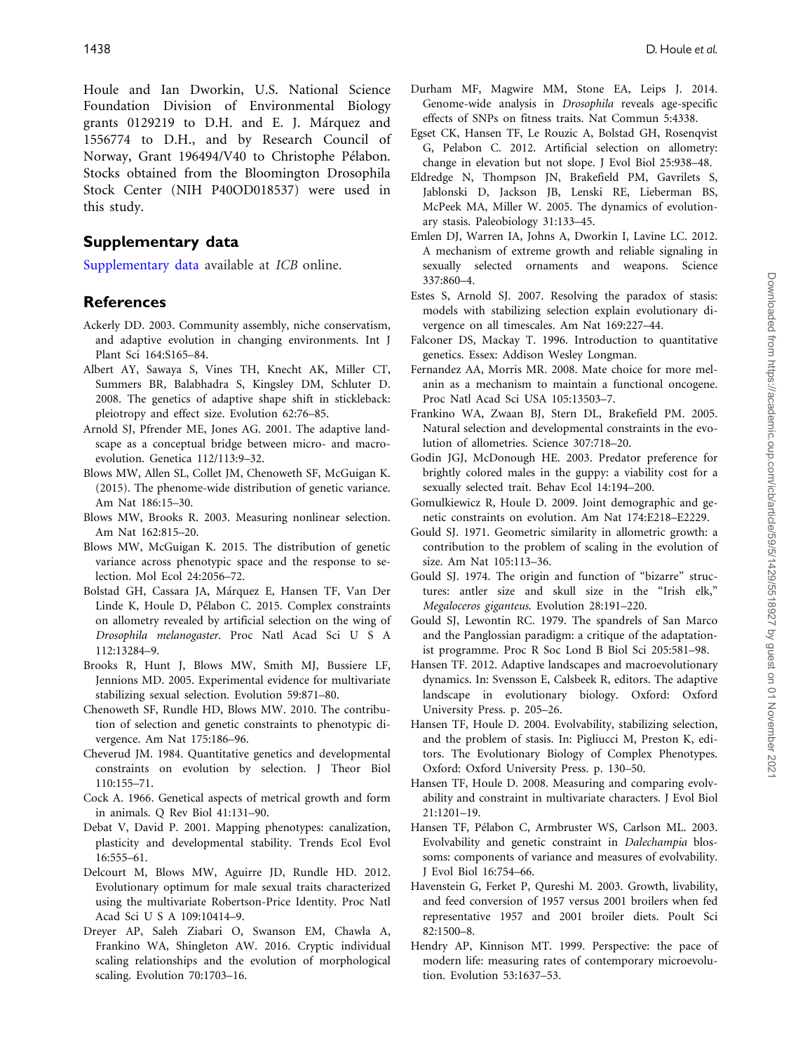Houle and Ian Dworkin, U.S. National Science Foundation Division of Environmental Biology grants 0129219 to D.H. and E. J. Márquez and 1556774 to D.H., and by Research Council of Norway, Grant 196494/V40 to Christophe Pélabon. Stocks obtained from the Bloomington Drosophila Stock Center (NIH P40OD018537) were used in this study.

## Supplementary data

Supplementary data available at *ICB* online.

## References

Ackerly DD. 2003. Community assembly, niche conservatism, and adaptive evolution in changing environments. Int J Plant Sci 164:S165–84.

Albert AY, Sawaya S, Vines TH, Knecht AK, Miller CT, Summers BR, Balabhadra S, Kingsley DM, Schluter D. 2008. The genetics of adaptive shape shift in stickleback: pleiotropy and effect size. Evolution 62:76–85.

Arnold SJ, Pfrender ME, Jones AG. 2001. The adaptive landscape as a conceptual bridge between micro- and macroevolution. Genetica 112/113:9–32.

Blows MW, Allen SL, Collet JM, Chenoweth SF, McGuigan K. (2015). The phenome-wide distribution of genetic variance. Am Nat 186:15–30.

Blows MW, Brooks R. 2003. Measuring nonlinear selection. Am Nat 162:815–20.

Blows MW, McGuigan K. 2015. The distribution of genetic variance across phenotypic space and the response to selection. Mol Ecol 24:2056–72.

Bolstad GH, Cassara JA, Márquez E, Hansen TF, Van Der Linde K, Houle D, Pélabon C. 2015. Complex constraints on allometry revealed by artificial selection on the wing of *Drosophila melanogaster*. Proc Natl Acad Sci U S A 112:13284–9.

Brooks R, Hunt J, Blows MW, Smith MJ, Bussiere LF, Jennions MD. 2005. Experimental evidence for multivariate stabilizing sexual selection. Evolution 59:871–80.

Chenoweth SF, Rundle HD, Blows MW. 2010. The contribution of selection and genetic constraints to phenotypic divergence. Am Nat 175:186–96.

Cheverud JM. 1984. Quantitative genetics and developmental constraints on evolution by selection. J Theor Biol 110:155–71.

Cock A. 1966. Genetical aspects of metrical growth and form in animals. Q Rev Biol 41:131–90.

Debat V, David P. 2001. Mapping phenotypes: canalization, plasticity and developmental stability. Trends Ecol Evol 16:555–61.

Delcourt M, Blows MW, Aguirre JD, Rundle HD. 2012. Evolutionary optimum for male sexual traits characterized using the multivariate Robertson-Price Identity. Proc Natl Acad Sci U S A 109:10414–9.

Dreyer AP, Saleh Ziabari O, Swanson EM, Chawla A, Frankino WA, Shingleton AW. 2016. Cryptic individual scaling relationships and the evolution of morphological scaling. Evolution 70:1703–16.

Durham MF, Magwire MM, Stone EA, Leips J. 2014. Genome-wide analysis in *Drosophila* reveals age-specific effects of SNPs on fitness traits. Nat Commun 5:4338.

Egset CK, Hansen TF, Le Rouzic A, Bolstad GH, Rosenqvist G, Pelabon C. 2012. Artificial selection on allometry: change in elevation but not slope. J Evol Biol 25:938–48.

Eldredge N, Thompson JN, Brakefield PM, Gavrilets S, Jablonski D, Jackson JB, Lenski RE, Lieberman BS, McPeek MA, Miller W. 2005. The dynamics of evolutionary stasis. Paleobiology 31:133–45.

Emlen DJ, Warren IA, Johns A, Dworkin I, Lavine LC. 2012. A mechanism of extreme growth and reliable signaling in sexually selected ornaments and weapons. Science 337:860–4.

Estes S, Arnold SJ. 2007. Resolving the paradox of stasis: models with stabilizing selection explain evolutionary divergence on all timescales. Am Nat 169:227–44.

Falconer DS, Mackay T. 1996. Introduction to quantitative genetics. Essex: Addison Wesley Longman.

Fernandez AA, Morris MR. 2008. Mate choice for more melanin as a mechanism to maintain a functional oncogene. Proc Natl Acad Sci USA 105:13503–7.

Frankino WA, Zwaan BJ, Stern DL, Brakefield PM. 2005. Natural selection and developmental constraints in the evolution of allometries. Science 307:718–20.

Godin JGJ, McDonough HE. 2003. Predator preference for brightly colored males in the guppy: a viability cost for a sexually selected trait. Behav Ecol 14:194–200.

Gomulkiewicz R, Houle D. 2009. Joint demographic and genetic constraints on evolution. Am Nat 174:E218–E2229.

Gould SJ. 1971. Geometric similarity in allometric growth: a contribution to the problem of scaling in the evolution of size. Am Nat 105:113–36.

Gould SJ. 1974. The origin and function of "bizarre" structures: antler size and skull size in the "Irish elk," *Megaloceros giganteus*. Evolution 28:191–220.

Gould SJ, Lewontin RC. 1979. The spandrels of San Marco and the Panglossian paradigm: a critique of the adaptationist programme. Proc R Soc Lond B Biol Sci 205:581–98.

Hansen TF. 2012. Adaptive landscapes and macroevolutionary dynamics. In: Svensson E, Calsbeek R, editors. The adaptive landscape in evolutionary biology. Oxford: Oxford University Press. p. 205–26.

Hansen TF, Houle D. 2004. Evolvability, stabilizing selection, and the problem of stasis. In: Pigliucci M, Preston K, editors. The Evolutionary Biology of Complex Phenotypes. Oxford: Oxford University Press. p. 130–50.

Hansen TF, Houle D. 2008. Measuring and comparing evolvability and constraint in multivariate characters. J Evol Biol 21:1201–19.

Hansen TF, Pélabon C, Armbruster WS, Carlson ML. 2003. Evolvability and genetic constraint in *Dalechampia* blossoms: components of variance and measures of evolvability. J Evol Biol 16:754–66.

Havenstein G, Ferket P, Qureshi M. 2003. Growth, livability, and feed conversion of 1957 versus 2001 broilers when fed representative 1957 and 2001 broiler diets. Poult Sci 82:1500–8.

Hendry AP, Kinnison MT. 1999. Perspective: the pace of modern life: measuring rates of contemporary microevolution. Evolution 53:1637–53.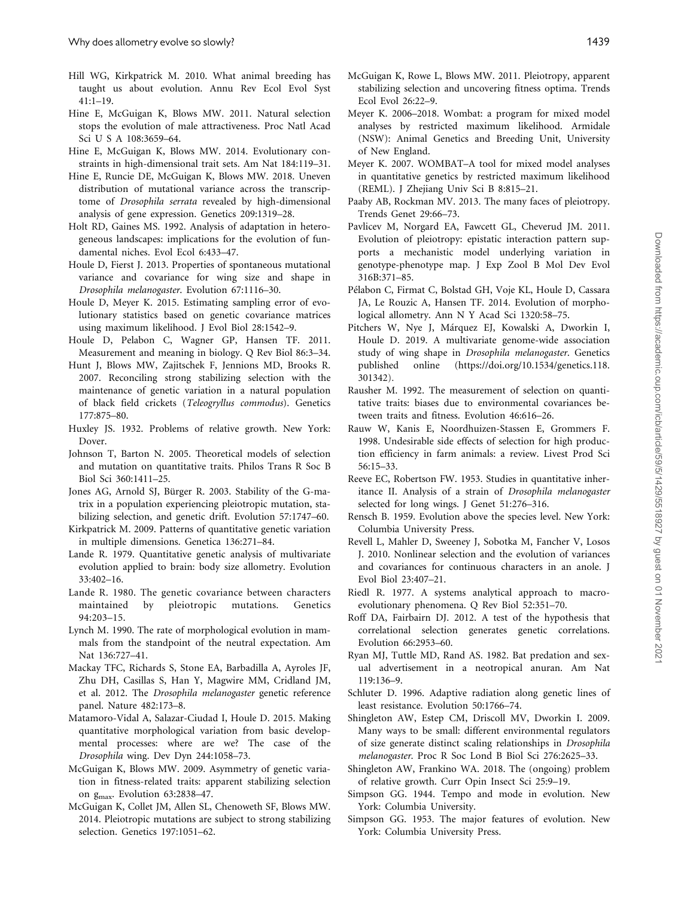Hill WG, Kirkpatrick M. 2010. What animal breeding has taught us about evolution. Annu Rev Ecol Evol Syst 41:1–19.

Hine E, McGuigan K, Blows MW. 2011. Natural selection stops the evolution of male attractiveness. Proc Natl Acad Sci U S A 108:3659–64.

Hine E, McGuigan K, Blows MW. 2014. Evolutionary constraints in high-dimensional trait sets. Am Nat 184:119–31.

Hine E, Runcie DE, McGuigan K, Blows MW. 2018. Uneven distribution of mutational variance across the transcriptome of *Drosophila serrata* revealed by high-dimensional analysis of gene expression. Genetics 209:1319–28.

Holt RD, Gaines MS. 1992. Analysis of adaptation in heterogeneous landscapes: implications for the evolution of fundamental niches. Evol Ecol 6:433–47.

Houle D, Fierst J. 2013. Properties of spontaneous mutational variance and covariance for wing size and shape in *Drosophila melanogaster*. Evolution 67:1116–30.

Houle D, Meyer K. 2015. Estimating sampling error of evolutionary statistics based on genetic covariance matrices using maximum likelihood. J Evol Biol 28:1542–9.

Houle D, Pelabon C, Wagner GP, Hansen TF. 2011. Measurement and meaning in biology. Q Rev Biol 86:3–34.

Hunt J, Blows MW, Zajitschek F, Jennions MD, Brooks R. 2007. Reconciling strong stabilizing selection with the maintenance of genetic variation in a natural population of black field crickets (*Teleogryllus commodus*). Genetics 177:875–80.

Huxley JS. 1932. Problems of relative growth. New York: Dover.

Johnson T, Barton N. 2005. Theoretical models of selection and mutation on quantitative traits. Philos Trans R Soc B Biol Sci 360:1411–25.

Jones AG, Arnold SJ, Bürger R. 2003. Stability of the G-matrix in a population experiencing pleiotropic mutation, stabilizing selection, and genetic drift. Evolution 57:1747–60.

Kirkpatrick M. 2009. Patterns of quantitative genetic variation in multiple dimensions. Genetica 136:271–84.

Lande R. 1979. Quantitative genetic analysis of multivariate evolution applied to brain: body size allometry. Evolution 33:402–16.

Lande R. 1980. The genetic covariance between characters maintained by pleiotropic mutations. Genetics 94:203–15.

Lynch M. 1990. The rate of morphological evolution in mammals from the standpoint of the neutral expectation. Am Nat 136:727–41.

Mackay TFC, Richards S, Stone EA, Barbadilla A, Ayroles JF, Zhu DH, Casillas S, Han Y, Magwire MM, Cridland JM, et al. 2012. The *Drosophila melanogaster* genetic reference panel. Nature 482:173–8.

Matamoro-Vidal A, Salazar-Ciudad I, Houle D. 2015. Making quantitative morphological variation from basic developmental processes: where are we? The case of the *Drosophila* wing. Dev Dyn 244:1058–73.

McGuigan K, Blows MW. 2009. Asymmetry of genetic variation in fitness-related traits: apparent stabilizing selection on $g_{max}$. Evolution 63:2838–47.

McGuigan K, Collet JM, Allen SL, Chenoweth SF, Blows MW. 2014. Pleiotropic mutations are subject to strong stabilizing selection. Genetics 197:1051–62.

McGuigan K, Rowe L, Blows MW. 2011. Pleiotropy, apparent stabilizing selection and uncovering fitness optima. Trends Ecol Evol 26:22–9.

Meyer K. 2006–2018. Wombat: a program for mixed model analyses by restricted maximum likelihood. Armidale (NSW): Animal Genetics and Breeding Unit, University of New England.

Meyer K. 2007. WOMBAT–A tool for mixed model analyses in quantitative genetics by restricted maximum likelihood (REML). J Zhejiang Univ Sci B 8:815–21.

Paaby AB, Rockman MV. 2013. The many faces of pleiotropy. Trends Genet 29:66–73.

Pavlicev M, Norgard EA, Fawcett GL, Cheverud JM. 2011. Evolution of pleiotropy: epistatic interaction pattern supports a mechanistic model underlying variation in genotype-phenotype map. J Exp Zool B Mol Dev Evol 316B:371–85.

Pélabon C, Firmat C, Bolstad GH, Voje KL, Houle D, Cassara JA, Le Rouzic A, Hansen TF. 2014. Evolution of morphological allometry. Ann N Y Acad Sci 1320:58–75.

Pitchers W, Nye J, Márquez EJ, Kowalski A, Dworkin I, Houle D. 2019. A multivariate genome-wide association study of wing shape in *Drosophila melanogaster*. Genetics published online (https://doi.org/10.1534/genetics.118.301342).

Rausher M. 1992. The measurement of selection on quantitative traits: biases due to environmental covariances between traits and fitness. Evolution 46:616–26.

Rauw W, Kanis E, Noordhuizen-Stassen E, Grommers F. 1998. Undesirable side effects of selection for high production efficiency in farm animals: a review. Livest Prod Sci 56:15–33.

Reeve EC, Robertson FW. 1953. Studies in quantitative inheritance II. Analysis of a strain of *Drosophila melanogaster* selected for long wings. J Genet 51:276–316.

Rensch B. 1959. Evolution above the species level. New York: Columbia University Press.

Revell L, Mahler D, Sweeney J, Sobotka M, Fancher V, Losos J. 2010. Nonlinear selection and the evolution of variances and covariances for continuous characters in an anole. J Evol Biol 23:407–21.

Riedl R. 1977. A systems analytical approach to macroevolutionary phenomena. Q Rev Biol 52:351–70.

Roff DA, Fairbairn DJ. 2012. A test of the hypothesis that correlational selection generates genetic correlations. Evolution 66:2953–60.

Ryan MJ, Tuttle MD, Rand AS. 1982. Bat predation and sexual advertisement in a neotropical anuran. Am Nat 119:136–9.

Schluter D. 1996. Adaptive radiation along genetic lines of least resistance. Evolution 50:1766–74.

Shingleton AW, Estep CM, Driscoll MV, Dworkin I. 2009. Many ways to be small: different environmental regulators of size generate distinct scaling relationships in *Drosophila melanogaster*. Proc R Soc Lond B Biol Sci 276:2625–33.

Shingleton AW, Frankino WA. 2018. The (ongoing) problem of relative growth. Curr Opin Insect Sci 25:9–19.

Simpson GG. 1944. Tempo and mode in evolution. New York: Columbia University.

Simpson GG. 1953. The major features of evolution. New York: Columbia University Press.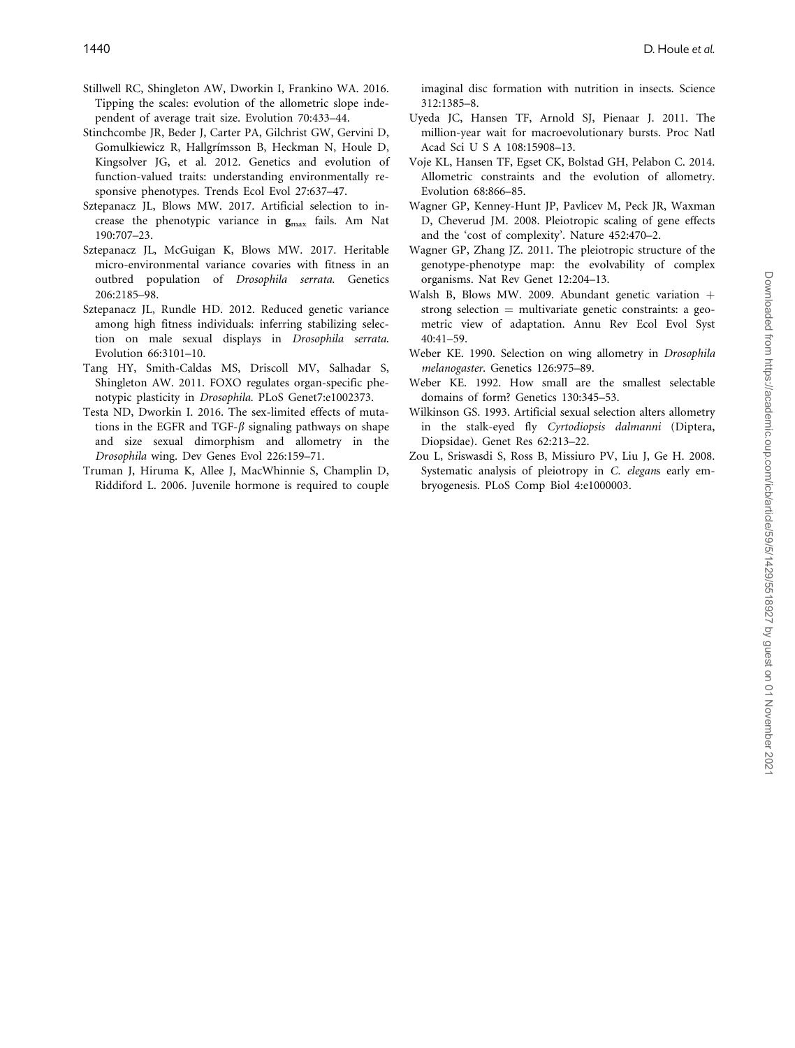Stillwell RC, Shingleton AW, Dworkin I, Frankino WA. 2016. Tipping the scales: evolution of the allometric slope independent of average trait size. Evolution 70:433–44.

Stinchcombe JR, Beder J, Carter PA, Gilchrist GW, Gervini D, Gomulkiewicz R, Hallgrímsson B, Heckman N, Houle D, Kingsolver JG, et al. 2012. Genetics and evolution of function-valued traits: understanding environmentally responsive phenotypes. Trends Ecol Evol 27:637–47.

Sztepanacz JL, Blows MW. 2017. Artificial selection to increase the phenotypic variance in $\mathbf{g}_{\max}$ fails. Am Nat 190:707–23.

Sztepanacz JL, McGuigan K, Blows MW. 2017. Heritable micro-environmental variance covaries with fitness in an outbred population of *Drosophila serrata*. Genetics 206:2185–98.

Sztepanacz JL, Rundle HD. 2012. Reduced genetic variance among high fitness individuals: inferring stabilizing selection on male sexual displays in *Drosophila serrata*. Evolution 66:3101–10.

Tang HY, Smith-Caldas MS, Driscoll MV, Salhadar S, Shingleton AW. 2011. FOXO regulates organ-specific phenotypic plasticity in *Drosophila*. PLoS Genet7:e1002373.

Testa ND, Dworkin I. 2016. The sex-limited effects of mutations in the EGFR and TGF-$\beta$ signaling pathways on shape and size sexual dimorphism and allometry in the *Drosophila* wing. Dev Genes Evol 226:159–71.

Truman J, Hiruma K, Allee J, MacWhinnie S, Champlin D, Riddiford L. 2006. Juvenile hormone is required to couple imaginal disc formation with nutrition in insects. Science 312:1385–8.

Uyeda JC, Hansen TF, Arnold SJ, Pienaar J. 2011. The million-year wait for macroevolutionary bursts. Proc Natl Acad Sci U S A 108:15908–13.

Voje KL, Hansen TF, Egset CK, Bolstad GH, Pelabon C. 2014. Allometric constraints and the evolution of allometry. Evolution 68:866–85.

Wagner GP, Kenney-Hunt JP, Pavlicev M, Peck JR, Waxman D, Cheverud JM. 2008. Pleiotropic scaling of gene effects and the 'cost of complexity'. Nature 452:470–2.

Wagner GP, Zhang JZ. 2011. The pleiotropic structure of the genotype-phenotype map: the evolvability of complex organisms. Nat Rev Genet 12:204–13.

Walsh B, Blows MW. 2009. Abundant genetic variation + strong selection = multivariate genetic constraints: a geometric view of adaptation. Annu Rev Ecol Evol Syst 40:41–59.

Weber KE. 1990. Selection on wing allometry in *Drosophila melanogaster*. Genetics 126:975–89.

Weber KE. 1992. How small are the smallest selectable domains of form? Genetics 130:345–53.

Wilkinson GS. 1993. Artificial sexual selection alters allometry in the stalk-eyed fly *Cyrtodiopsis dalmanni* (Diptera, Diopsidae). Genet Res 62:213–22.

Zou L, Sriswasdi S, Ross B, Missiuro PV, Liu J, Ge H. 2008. Systematic analysis of pleiotropy in *C. elegans* early embryogenesis. PLoS Comp Biol 4:e1000003.